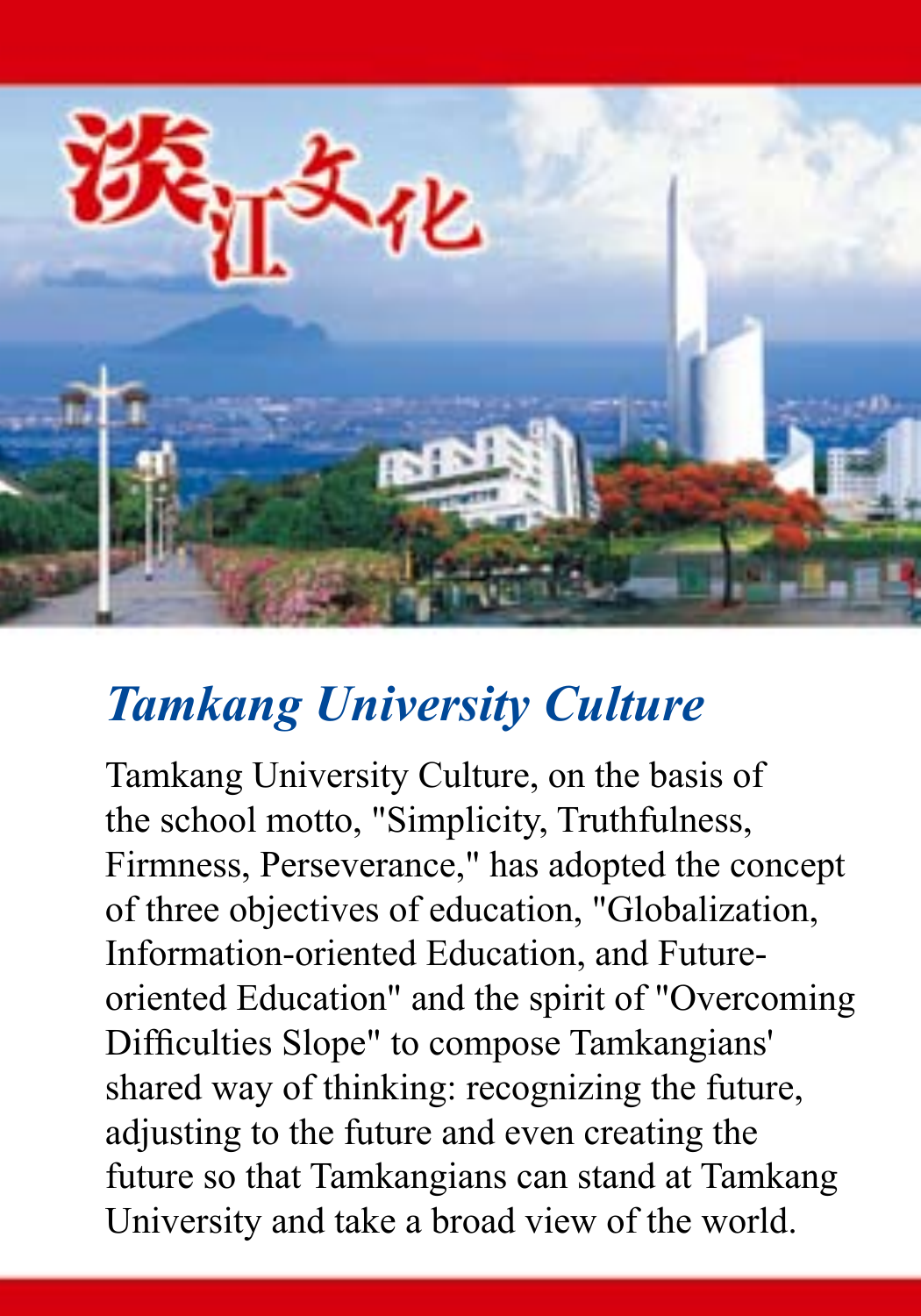淡江文化

# *Tamkang University Culture*

Tamkang University Culture, on the basis of the school motto, "Simplicity, Truthfulness, Firmness, Perseverance," has adopted the concept of three objectives of education, "Globalization, Information-oriented Education, and Future-oriented Education" and the spirit of "Overcoming Difficulties Slope" to compose Tamkangians' shared way of thinking: recognizing the future, adjusting to the future and even creating the future so that Tamkangians can stand at Tamkang University and take a broad view of the world.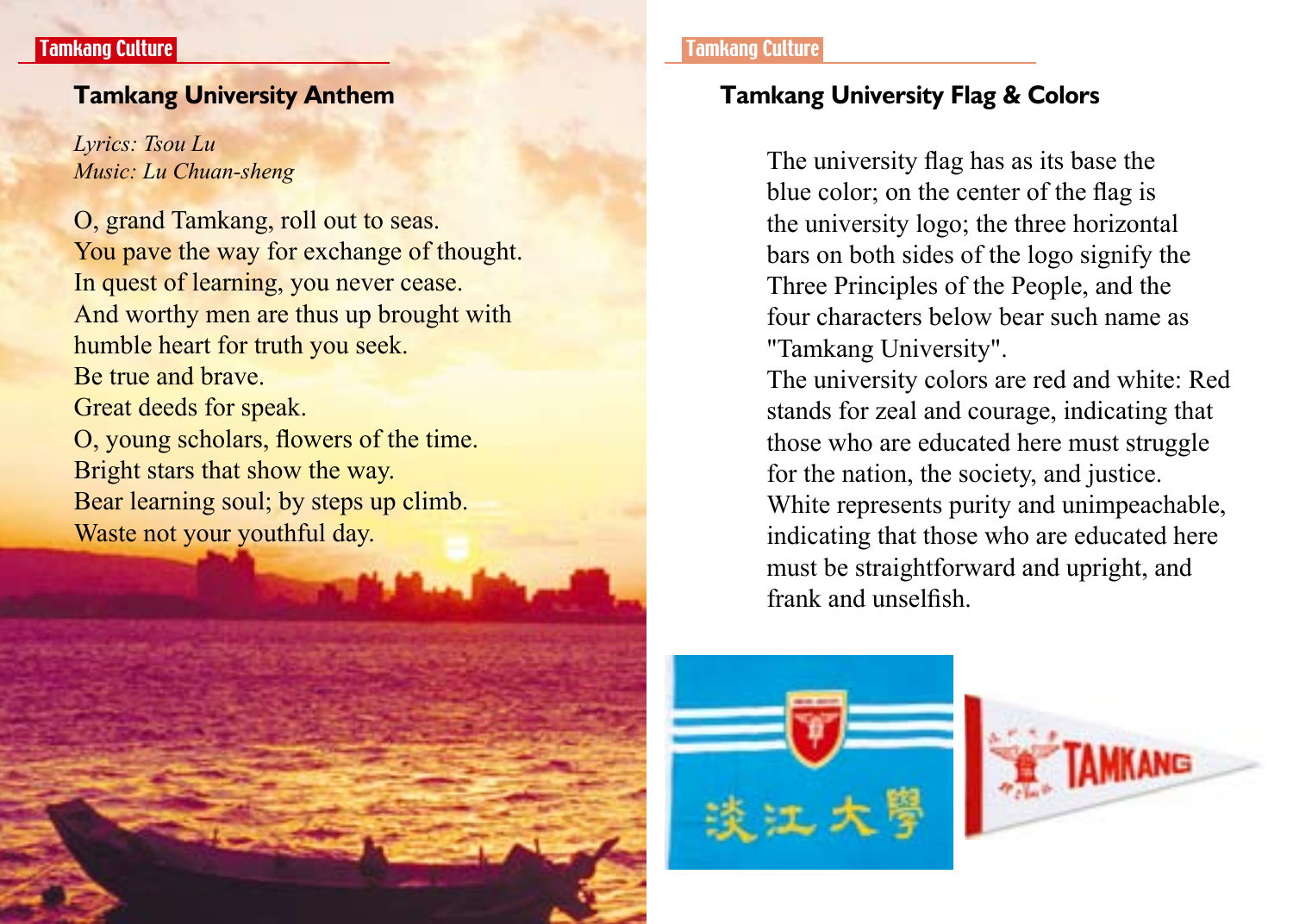## Tamkang University Anthem

*Lyrics: Tsou Lu*
*Music: Lu Chuan-sheng*

O, grand Tamkang, roll out to seas.
You pave the way for exchange of thought.
In quest of learning, you never cease.
And worthy men are thus up brought with
humble heart for truth you seek.
Be true and brave.
Great deeds for speak.
O, young scholars, flowers of the time.
Bright stars that show the way.
Bear learning soul; by steps up climb.
Waste not your youthful day.

## Tamkang University Flag & Colors

The university flag has as its base the blue color; on the center of the flag is the university logo; the three horizontal bars on both sides of the logo signify the Three Principles of the People, and the four characters below bear such name as "Tamkang University".

The university colors are red and white: Red stands for zeal and courage, indicating that those who are educated here must struggle for the nation, the society, and justice. White represents purity and unimpeachable, indicating that those who are educated here must be straightforward and upright, and frank and unselfish.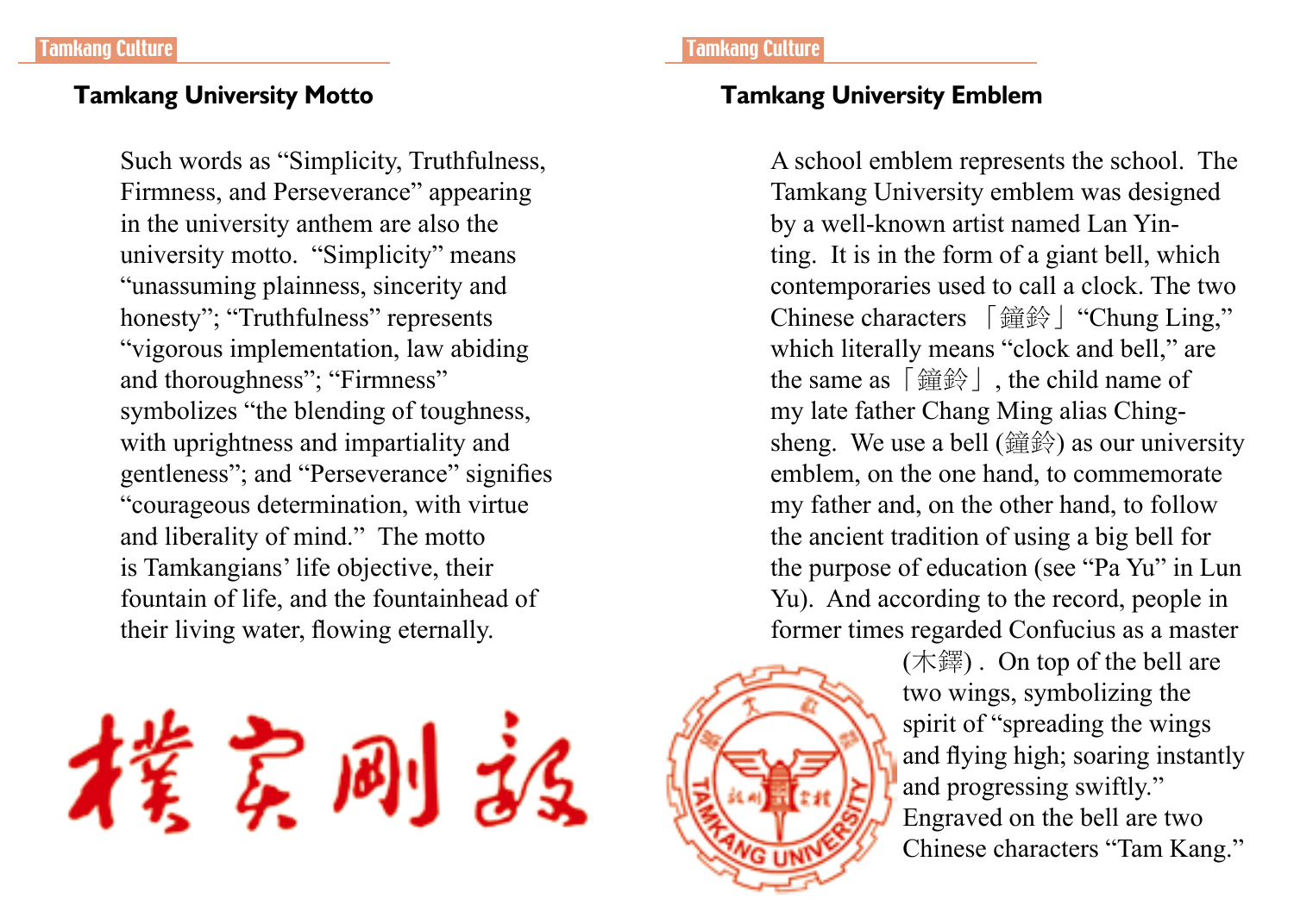## Tamkang University Motto

Such words as "Simplicity, Truthfulness, Firmness, and Perseverance" appearing in the university anthem are also the university motto. "Simplicity" means "unassuming plainness, sincerity and honesty"; "Truthfulness" represents "vigorous implementation, law abiding and thoroughness"; "Firmness" symbolizes "the blending of toughness, with uprightness and impartiality and gentleness"; and "Perseverance" signifies "courageous determination, with virtue and liberality of mind." The motto is Tamkangians' life objective, their fountain of life, and the fountainhead of their living water, flowing eternally.

## Tamkang University Emblem

A school emblem represents the school. The Tamkang University emblem was designed by a well-known artist named Lan Yin-ting. It is in the form of a giant bell, which contemporaries used to call a clock. The two Chinese characters 「鐘鈴」"Chung Ling," which literally means "clock and bell," are the same as「鐘鈴」, the child name of my late father Chang Ming alias Ching-sheng. We use a bell (鐘鈴) as our university emblem, on the one hand, to commemorate my father and, on the other hand, to follow the ancient tradition of using a big bell for the purpose of education (see "Pa Yu" in Lun Yu). And according to the record, people in former times regarded Confucius as a master (木鐸) . On top of the bell are two wings, symbolizing the spirit of "spreading the wings and flying high; soaring instantly and progressing swiftly." Engraved on the bell are two Chinese characters "Tam Kang."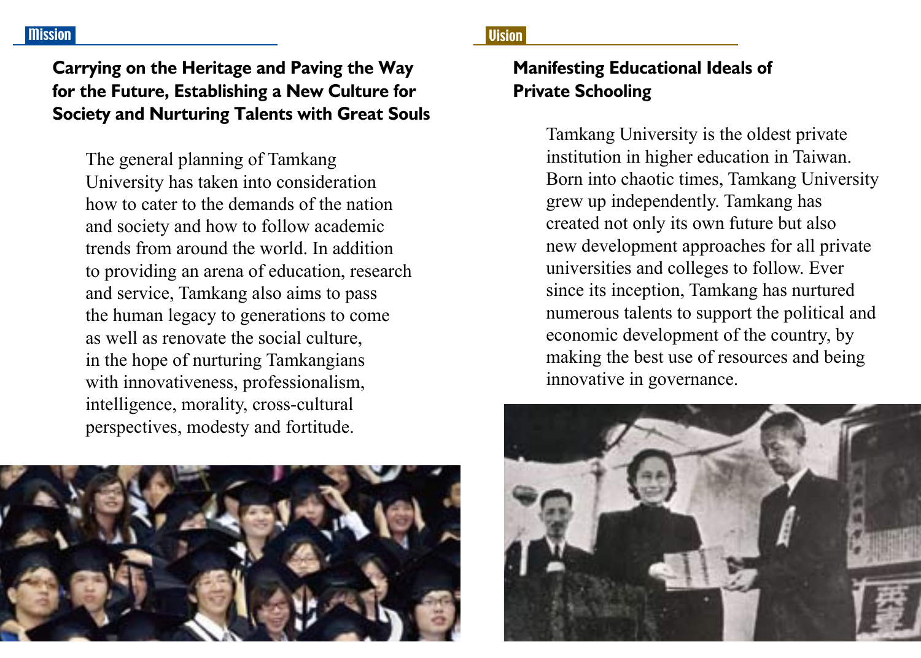## Mission

### Carrying on the Heritage and Paving the Way for the Future, Establishing a New Culture for Society and Nurturing Talents with Great Souls

The general planning of Tamkang University has taken into consideration how to cater to the demands of the nation and society and how to follow academic trends from around the world. In addition to providing an arena of education, research and service, Tamkang also aims to pass the human legacy to generations to come as well as renovate the social culture, in the hope of nurturing Tamkangians with innovativeness, professionalism, intelligence, morality, cross-cultural perspectives, modesty and fortitude.

## Vision

### Manifesting Educational Ideals of Private Schooling

Tamkang University is the oldest private institution in higher education in Taiwan. Born into chaotic times, Tamkang University grew up independently. Tamkang has created not only its own future but also new development approaches for all private universities and colleges to follow. Ever since its inception, Tamkang has nurtured numerous talents to support the political and economic development of the country, by making the best use of resources and being innovative in governance.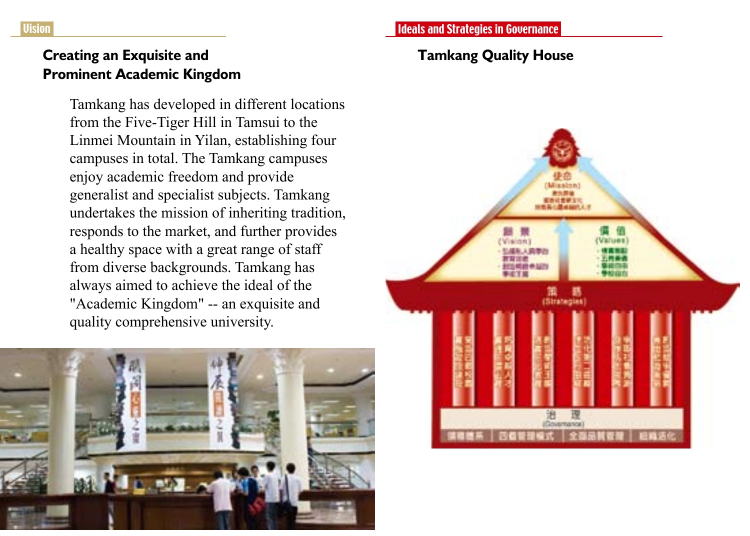## Vision

### Creating an Exquisite and Prominent Academic Kingdom

Tamkang has developed in different locations from the Five-Tiger Hill in Tamsui to the Linmei Mountain in Yilan, establishing four campuses in total. The Tamkang campuses enjoy academic freedom and provide generalist and specialist subjects. Tamkang undertakes the mission of inheriting tradition, responds to the market, and further provides a healthy space with a great range of staff from diverse backgrounds. Tamkang has always aimed to achieve the ideal of the "Academic Kingdom" -- an exquisite and quality comprehensive university.

## Ideals and Strategies in Governance

### Tamkang Quality House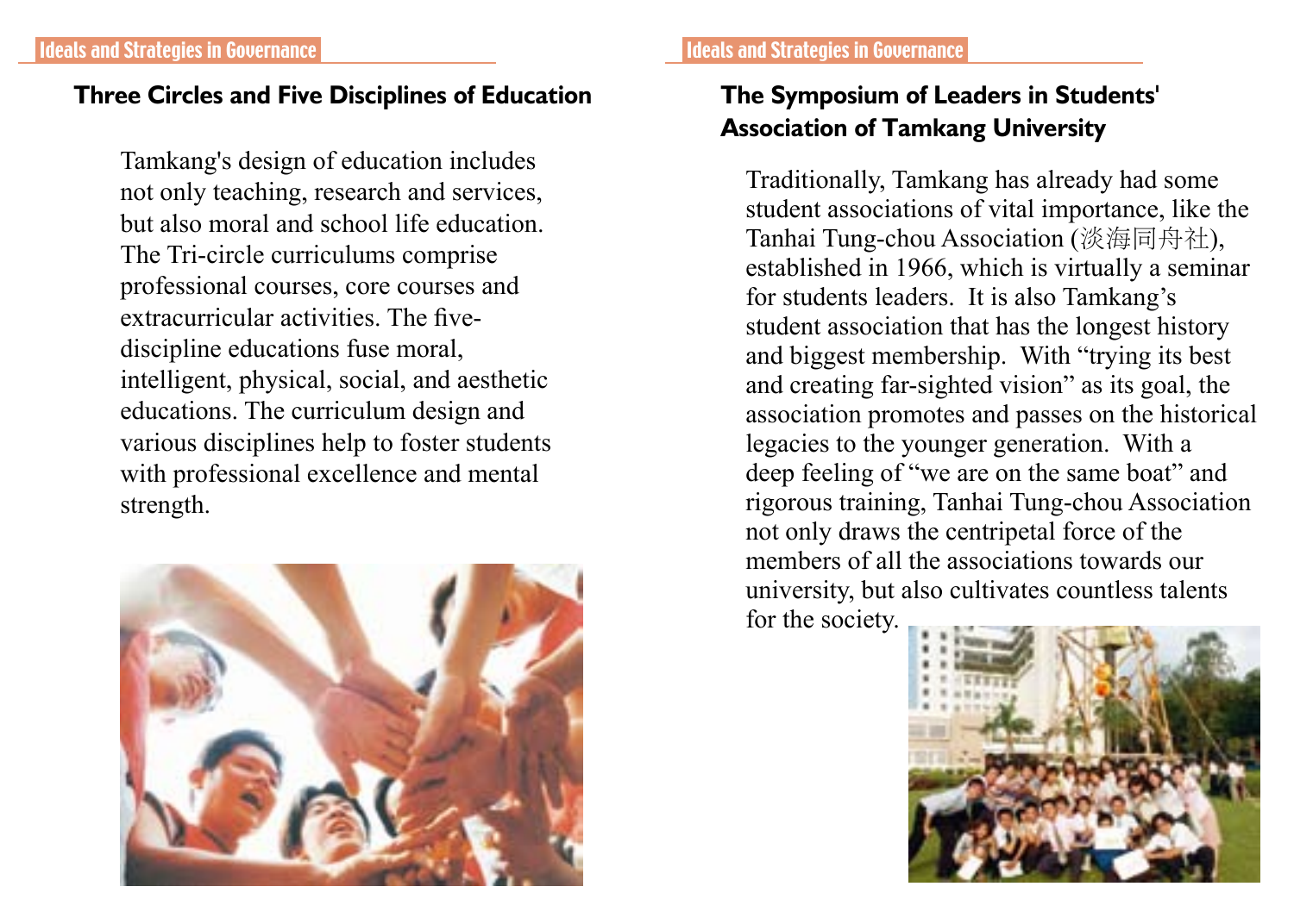## Three Circles and Five Disciplines of Education

Tamkang's design of education includes not only teaching, research and services, but also moral and school life education. The Tri-circle curriculums comprise professional courses, core courses and extracurricular activities. The five-discipline educations fuse moral, intelligent, physical, social, and aesthetic educations. The curriculum design and various disciplines help to foster students with professional excellence and mental strength.

## The Symposium of Leaders in Students' Association of Tamkang University

Traditionally, Tamkang has already had some student associations of vital importance, like the Tanhai Tung-chou Association (淡海同舟社), established in 1966, which is virtually a seminar for students leaders. It is also Tamkang's student association that has the longest history and biggest membership. With "trying its best and creating far-sighted vision" as its goal, the association promotes and passes on the historical legacies to the younger generation. With a deep feeling of "we are on the same boat" and rigorous training, Tanhai Tung-chou Association not only draws the centripetal force of the members of all the associations towards our university, but also cultivates countless talents for the society.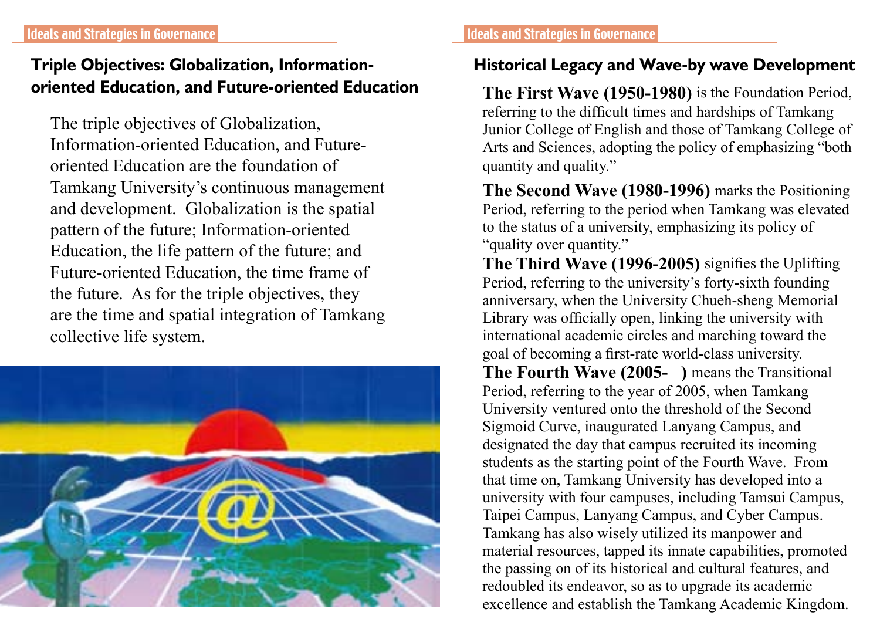## Triple Objectives: Globalization, Information-oriented Education, and Future-oriented Education

The triple objectives of Globalization, Information-oriented Education, and Future-oriented Education are the foundation of Tamkang University's continuous management and development. Globalization is the spatial pattern of the future; Information-oriented Education, the life pattern of the future; and Future-oriented Education, the time frame of the future. As for the triple objectives, they are the time and spatial integration of Tamkang collective life system.

## Historical Legacy and Wave-by wave Development

**The First Wave (1950-1980)** is the Foundation Period, referring to the difficult times and hardships of Tamkang Junior College of English and those of Tamkang College of Arts and Sciences, adopting the policy of emphasizing "both quantity and quality."

**The Second Wave (1980-1996)** marks the Positioning Period, referring to the period when Tamkang was elevated to the status of a university, emphasizing its policy of "quality over quantity."

**The Third Wave (1996-2005)** signifies the Uplifting Period, referring to the university's forty-sixth founding anniversary, when the University Chueh-sheng Memorial Library was officially open, linking the university with international academic circles and marching toward the goal of becoming a first-rate world-class university.

**The Fourth Wave (2005- )** means the Transitional Period, referring to the year of 2005, when Tamkang University ventured onto the threshold of the Second Sigmoid Curve, inaugurated Lanyang Campus, and designated the day that campus recruited its incoming students as the starting point of the Fourth Wave. From that time on, Tamkang University has developed into a university with four campuses, including Tamsui Campus, Taipei Campus, Lanyang Campus, and Cyber Campus. Tamkang has also wisely utilized its manpower and material resources, tapped its innate capabilities, promoted the passing on of its historical and cultural features, and redoubled its endeavor, so as to upgrade its academic excellence and establish the Tamkang Academic Kingdom.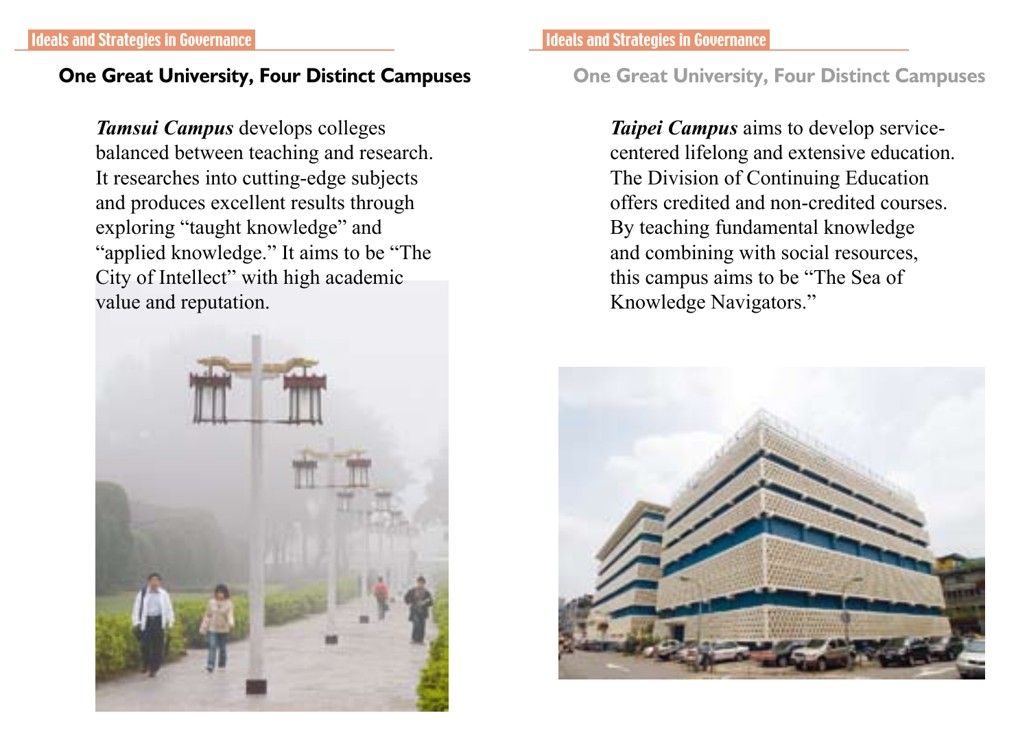## One Great University, Four Distinct Campuses

***Tamsui Campus*** develops colleges balanced between teaching and research. It researches into cutting-edge subjects and produces excellent results through exploring "taught knowledge" and "applied knowledge." It aims to be "The City of Intellect" with high academic value and reputation.

***Taipei Campus*** aims to develop service-centered lifelong and extensive education. The Division of Continuing Education offers credited and non-credited courses. By teaching fundamental knowledge and combining with social resources, this campus aims to be "The Sea of Knowledge Navigators."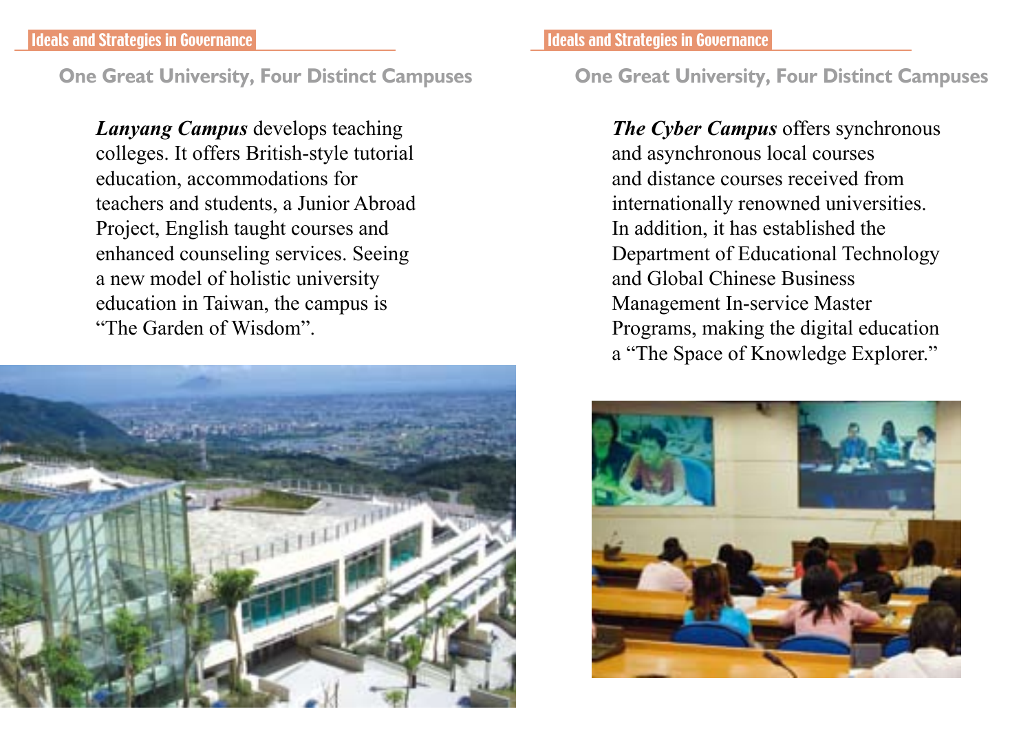## One Great University, Four Distinct Campuses

***Lanyang Campus*** develops teaching colleges. It offers British-style tutorial education, accommodations for teachers and students, a Junior Abroad Project, English taught courses and enhanced counseling services. Seeing a new model of holistic university education in Taiwan, the campus is "The Garden of Wisdom".

## One Great University, Four Distinct Campuses

***The Cyber Campus*** offers synchronous and asynchronous local courses and distance courses received from internationally renowned universities. In addition, it has established the Department of Educational Technology and Global Chinese Business Management In-service Master Programs, making the digital education a "The Space of Knowledge Explorer."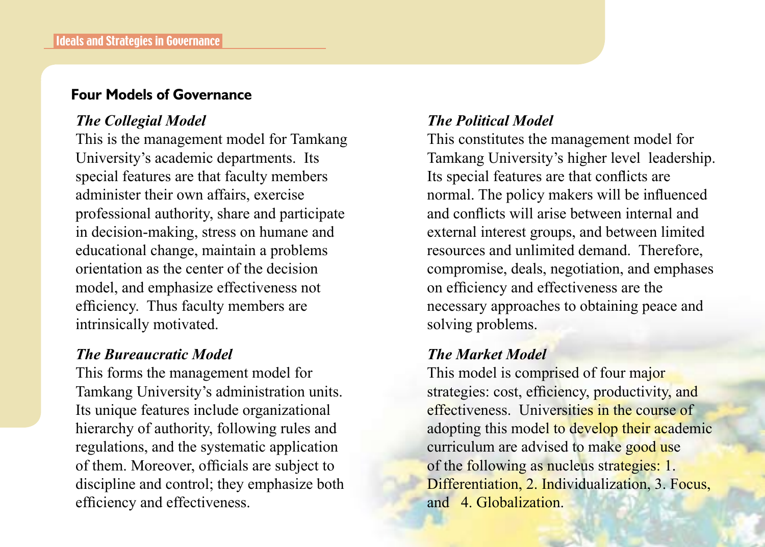## Four Models of Governance

### *The Collegial Model*

This is the management model for Tamkang University's academic departments. Its special features are that faculty members administer their own affairs, exercise professional authority, share and participate in decision-making, stress on humane and educational change, maintain a problems orientation as the center of the decision model, and emphasize effectiveness not efficiency. Thus faculty members are intrinsically motivated.

### *The Bureaucratic Model*

This forms the management model for Tamkang University's administration units. Its unique features include organizational hierarchy of authority, following rules and regulations, and the systematic application of them. Moreover, officials are subject to discipline and control; they emphasize both efficiency and effectiveness.

### *The Political Model*

This constitutes the management model for Tamkang University's higher level leadership. Its special features are that conflicts are normal. The policy makers will be influenced and conflicts will arise between internal and external interest groups, and between limited resources and unlimited demand. Therefore, compromise, deals, negotiation, and emphases on efficiency and effectiveness are the necessary approaches to obtaining peace and solving problems.

### *The Market Model*

This model is comprised of four major strategies: cost, efficiency, productivity, and effectiveness. Universities in the course of adopting this model to develop their academic curriculum are advised to make good use of the following as nucleus strategies: 1. Differentiation, 2. Individualization, 3. Focus, and 4. Globalization.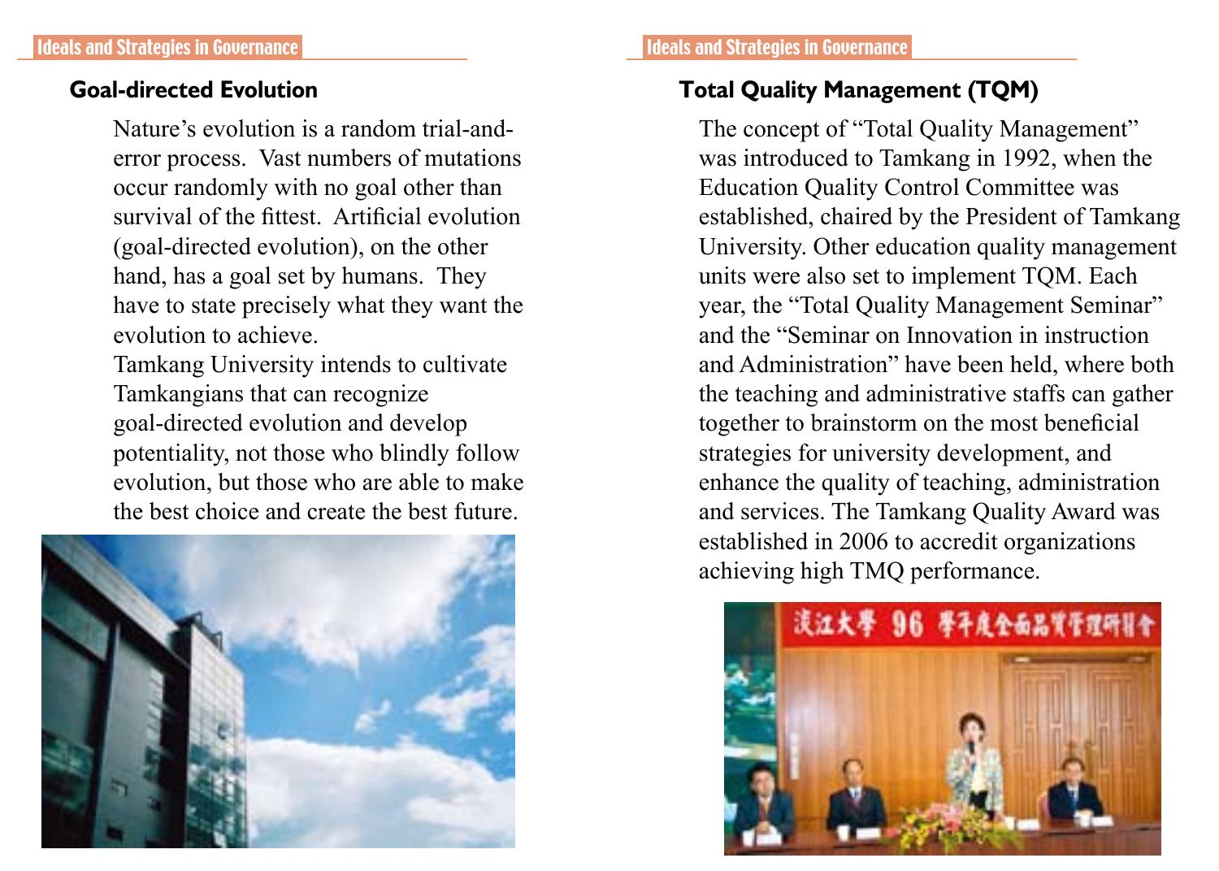## Goal-directed Evolution

Nature's evolution is a random trial-and-error process. Vast numbers of mutations occur randomly with no goal other than survival of the fittest. Artificial evolution (goal-directed evolution), on the other hand, has a goal set by humans. They have to state precisely what they want the evolution to achieve.

Tamkang University intends to cultivate Tamkangians that can recognize goal-directed evolution and develop potentiality, not those who blindly follow evolution, but those who are able to make the best choice and create the best future.

## Total Quality Management (TQM)

The concept of "Total Quality Management" was introduced to Tamkang in 1992, when the Education Quality Control Committee was established, chaired by the President of Tamkang University. Other education quality management units were also set to implement TQM. Each year, the "Total Quality Management Seminar" and the "Seminar on Innovation in instruction and Administration" have been held, where both the teaching and administrative staffs can gather together to brainstorm on the most beneficial strategies for university development, and enhance the quality of teaching, administration and services. The Tamkang Quality Award was established in 2006 to accredit organizations achieving high TMQ performance.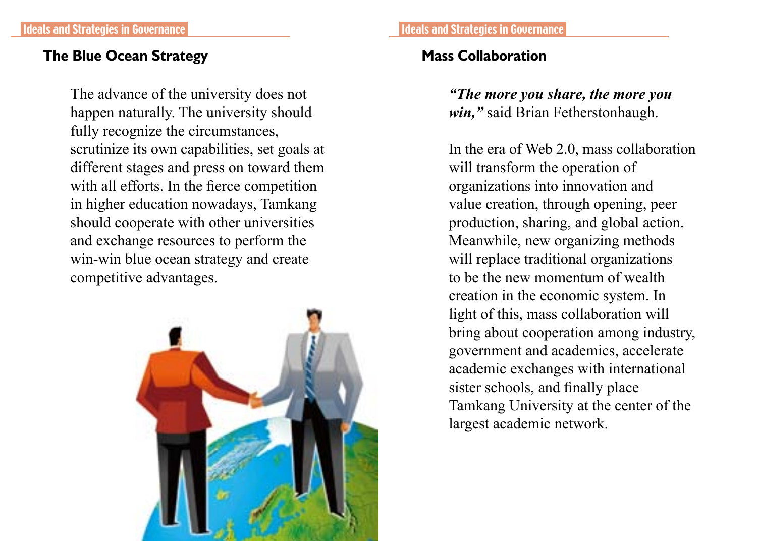## The Blue Ocean Strategy

The advance of the university does not happen naturally. The university should fully recognize the circumstances, scrutinize its own capabilities, set goals at different stages and press on toward them with all efforts. In the fierce competition in higher education nowadays, Tamkang should cooperate with other universities and exchange resources to perform the win-win blue ocean strategy and create competitive advantages.

## Mass Collaboration

***"The more you share, the more you win,"*** said Brian Fetherstonhaugh.

In the era of Web 2.0, mass collaboration will transform the operation of organizations into innovation and value creation, through opening, peer production, sharing, and global action. Meanwhile, new organizing methods will replace traditional organizations to be the new momentum of wealth creation in the economic system. In light of this, mass collaboration will bring about cooperation among industry, government and academics, accelerate academic exchanges with international sister schools, and finally place Tamkang University at the center of the largest academic network.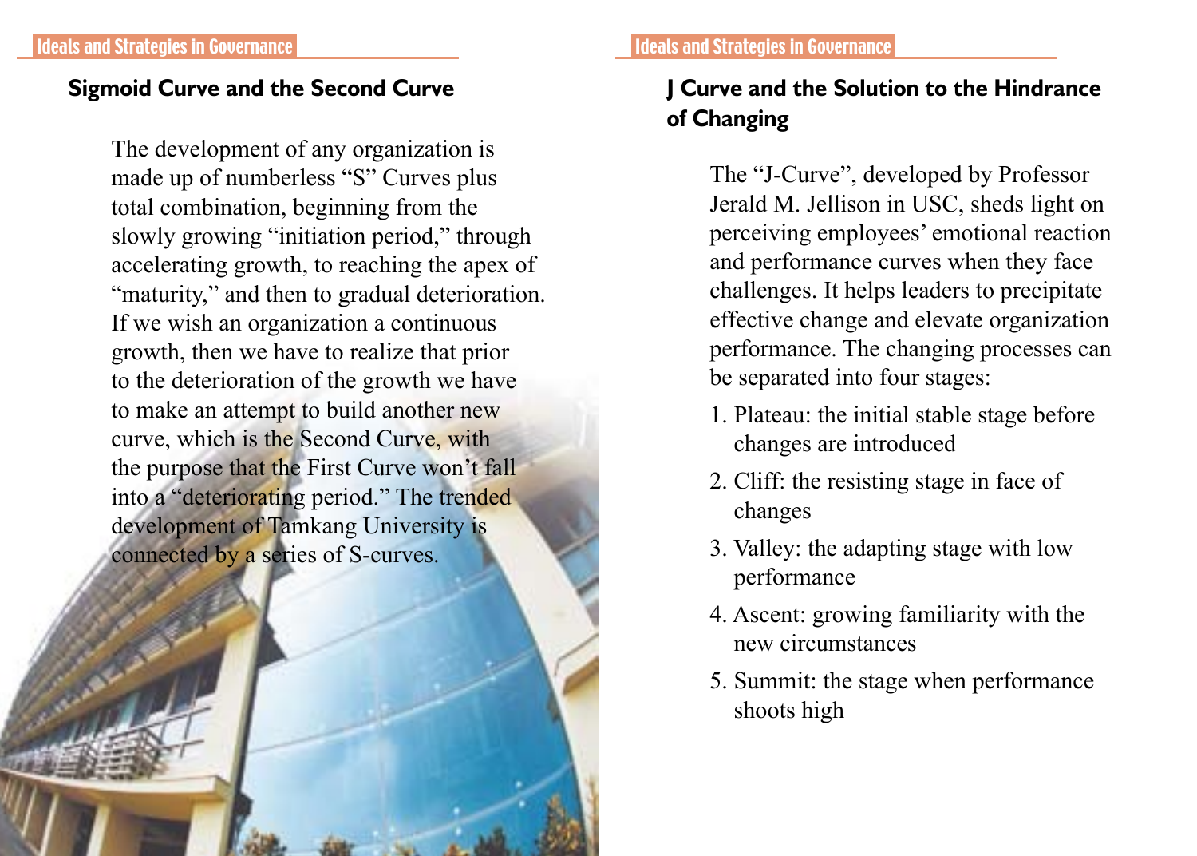## Sigmoid Curve and the Second Curve

The development of any organization is made up of numberless "S" Curves plus total combination, beginning from the slowly growing "initiation period," through accelerating growth, to reaching the apex of "maturity," and then to gradual deterioration. If we wish an organization a continuous growth, then we have to realize that prior to the deterioration of the growth we have to make an attempt to build another new curve, which is the Second Curve, with the purpose that the First Curve won't fall into a "deteriorating period." The trended development of Tamkang University is connected by a series of S-curves.

## J Curve and the Solution to the Hindrance of Changing

The "J-Curve", developed by Professor Jerald M. Jellison in USC, sheds light on perceiving employees' emotional reaction and performance curves when they face challenges. It helps leaders to precipitate effective change and elevate organization performance. The changing processes can be separated into four stages:

1. Plateau: the initial stable stage before changes are introduced
2. Cliff: the resisting stage in face of changes
3. Valley: the adapting stage with low performance
4. Ascent: growing familiarity with the new circumstances
5. Summit: the stage when performance shoots high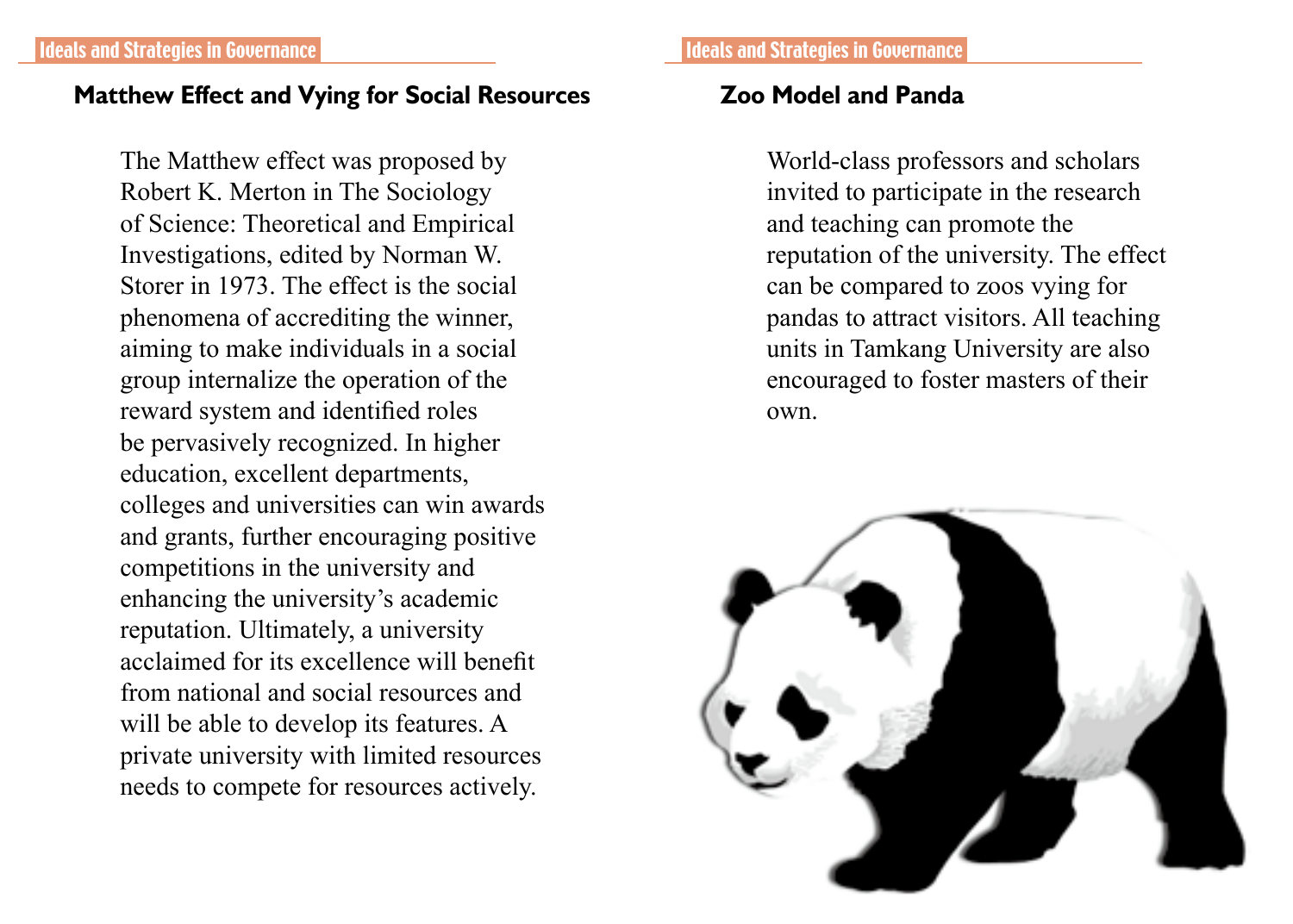## Matthew Effect and Vying for Social Resources

The Matthew effect was proposed by Robert K. Merton in The Sociology of Science: Theoretical and Empirical Investigations, edited by Norman W. Storer in 1973. The effect is the social phenomena of accrediting the winner, aiming to make individuals in a social group internalize the operation of the reward system and identified roles be pervasively recognized. In higher education, excellent departments, colleges and universities can win awards and grants, further encouraging positive competitions in the university and enhancing the university's academic reputation. Ultimately, a university acclaimed for its excellence will benefit from national and social resources and will be able to develop its features. A private university with limited resources needs to compete for resources actively.

## Zoo Model and Panda

World-class professors and scholars invited to participate in the research and teaching can promote the reputation of the university. The effect can be compared to zoos vying for pandas to attract visitors. All teaching units in Tamkang University are also encouraged to foster masters of their own.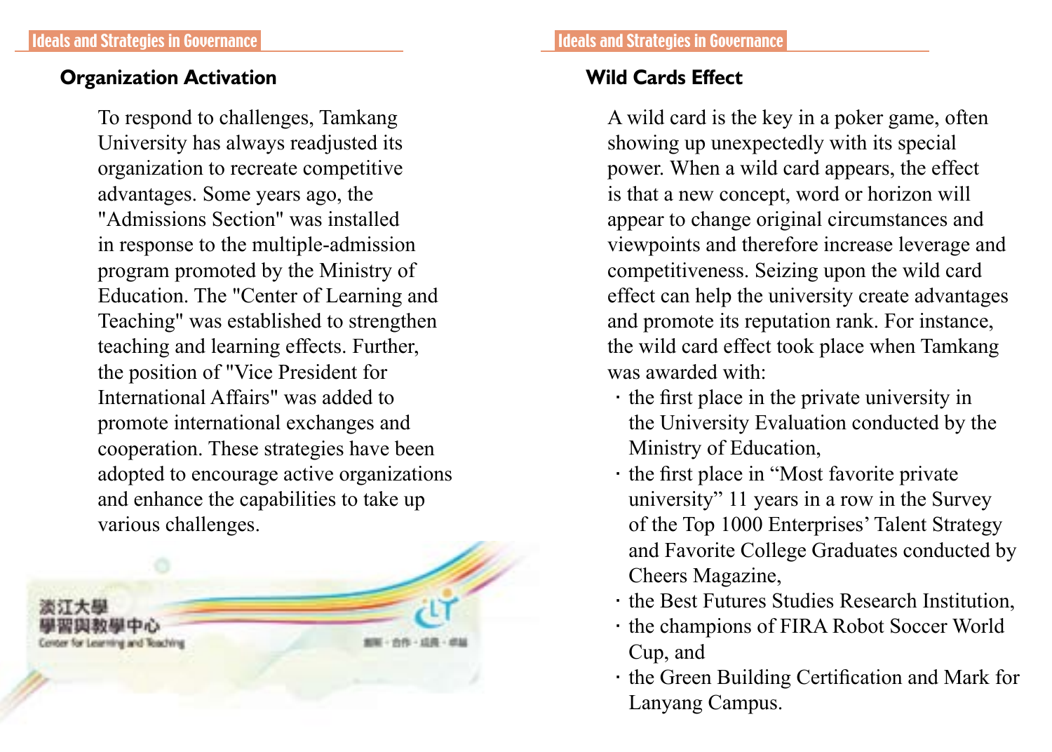## Organization Activation

To respond to challenges, Tamkang University has always readjusted its organization to recreate competitive advantages. Some years ago, the "Admissions Section" was installed in response to the multiple-admission program promoted by the Ministry of Education. The "Center of Learning and Teaching" was established to strengthen teaching and learning effects. Further, the position of "Vice President for International Affairs" was added to promote international exchanges and cooperation. These strategies have been adopted to encourage active organizations and enhance the capabilities to take up various challenges.

## Wild Cards Effect

A wild card is the key in a poker game, often showing up unexpectedly with its special power. When a wild card appears, the effect is that a new concept, word or horizon will appear to change original circumstances and viewpoints and therefore increase leverage and competitiveness. Seizing upon the wild card effect can help the university create advantages and promote its reputation rank. For instance, the wild card effect took place when Tamkang was awarded with:

- the first place in the private university in the University Evaluation conducted by the Ministry of Education,
- the first place in “Most favorite private university” 11 years in a row in the Survey of the Top 1000 Enterprises’ Talent Strategy and Favorite College Graduates conducted by Cheers Magazine,
- the Best Futures Studies Research Institution,
- the champions of FIRA Robot Soccer World Cup, and
- the Green Building Certification and Mark for Lanyang Campus.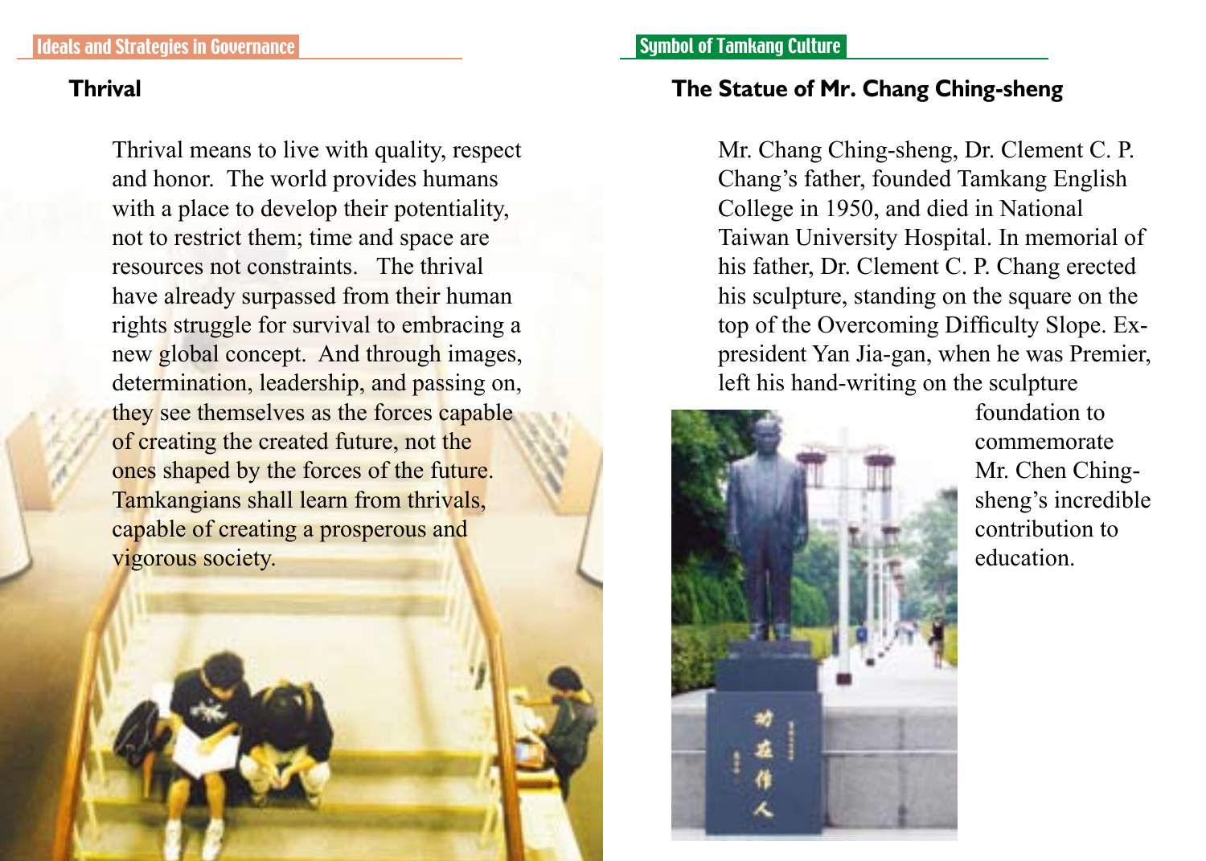## Ideals and Strategies in Governance

### Thrival

Thrival means to live with quality, respect and honor. The world provides humans with a place to develop their potentiality, not to restrict them; time and space are resources not constraints. The thrival have already surpassed from their human rights struggle for survival to embracing a new global concept. And through images, determination, leadership, and passing on, they see themselves as the forces capable of creating the created future, not the ones shaped by the forces of the future. Tamkangians shall learn from thrivals, capable of creating a prosperous and vigorous society.

## Symbol of Tamkang Culture

### The Statue of Mr. Chang Ching-sheng

Mr. Chang Ching-sheng, Dr. Clement C. P. Chang's father, founded Tamkang English College in 1950, and died in National Taiwan University Hospital. In memorial of his father, Dr. Clement C. P. Chang erected his sculpture, standing on the square on the top of the Overcoming Difficulty Slope. Ex-president Yan Jia-gan, when he was Premier, left his hand-writing on the sculpture foundation to commemorate Mr. Chen Ching-sheng's incredible contribution to education.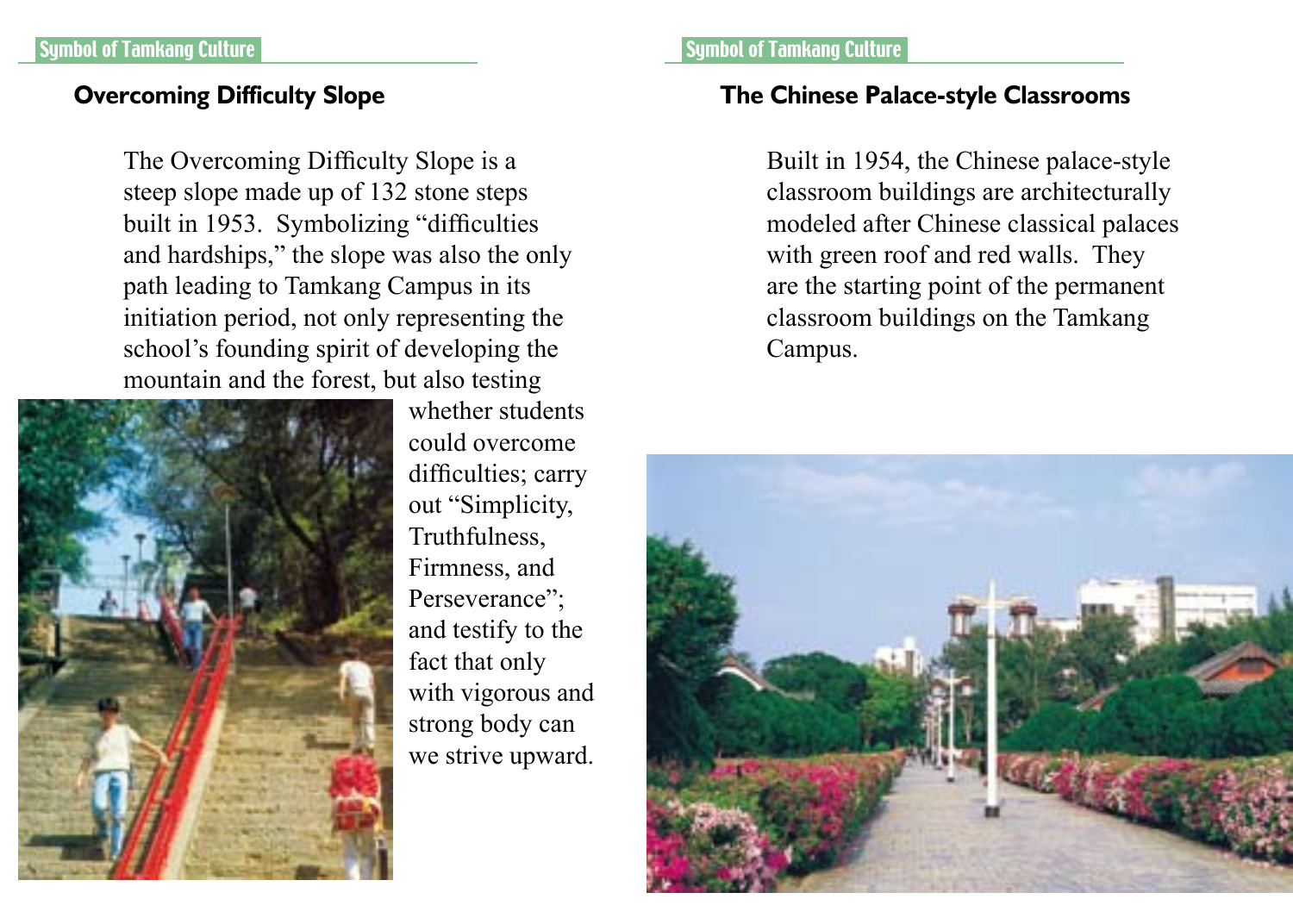## Overcoming Difficulty Slope

The Overcoming Difficulty Slope is a steep slope made up of 132 stone steps built in 1953. Symbolizing "difficulties and hardships," the slope was also the only path leading to Tamkang Campus in its initiation period, not only representing the school's founding spirit of developing the mountain and the forest, but also testing whether students could overcome difficulties; carry out "Simplicity, Truthfulness, Firmness, and Perseverance"; and testify to the fact that only with vigorous and strong body can we strive upward.

## The Chinese Palace-style Classrooms

Built in 1954, the Chinese palace-style classroom buildings are architecturally modeled after Chinese classical palaces with green roof and red walls. They are the starting point of the permanent classroom buildings on the Tamkang Campus.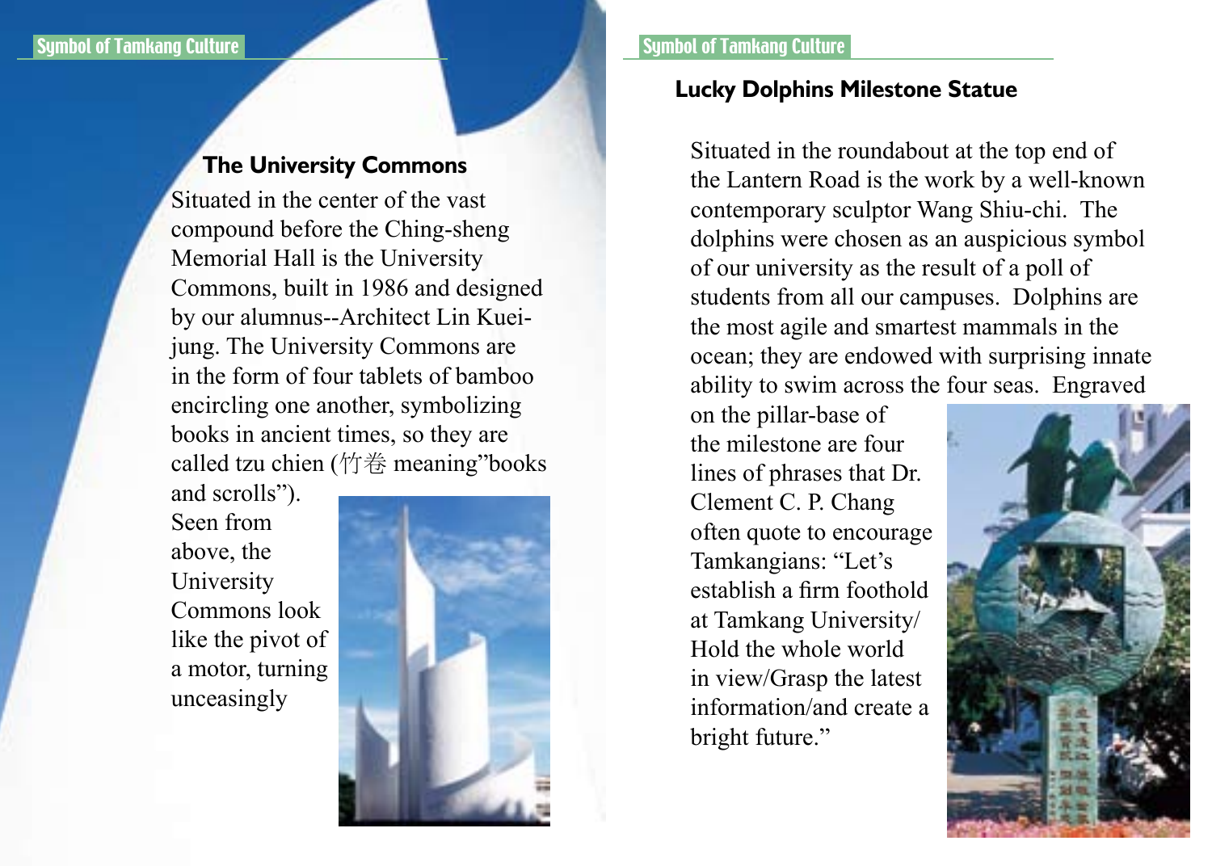## The University Commons

Situated in the center of the vast compound before the Ching-sheng Memorial Hall is the University Commons, built in 1986 and designed by our alumnus--Architect Lin Kuei-jung. The University Commons are in the form of four tablets of bamboo encircling one another, symbolizing books in ancient times, so they are called tzu chien (竹卷 meaning"books and scrolls"). Seen from above, the University Commons look like the pivot of a motor, turning unceasingly

## Lucky Dolphins Milestone Statue

Situated in the roundabout at the top end of the Lantern Road is the work by a well-known contemporary sculptor Wang Shiu-chi. The dolphins were chosen as an auspicious symbol of our university as the result of a poll of students from all our campuses. Dolphins are the most agile and smartest mammals in the ocean; they are endowed with surprising innate ability to swim across the four seas. Engraved on the pillar-base of the milestone are four lines of phrases that Dr. Clement C. P. Chang often quote to encourage Tamkangians: "Let's establish a firm foothold at Tamkang University/ Hold the whole world in view/Grasp the latest information/and create a bright future."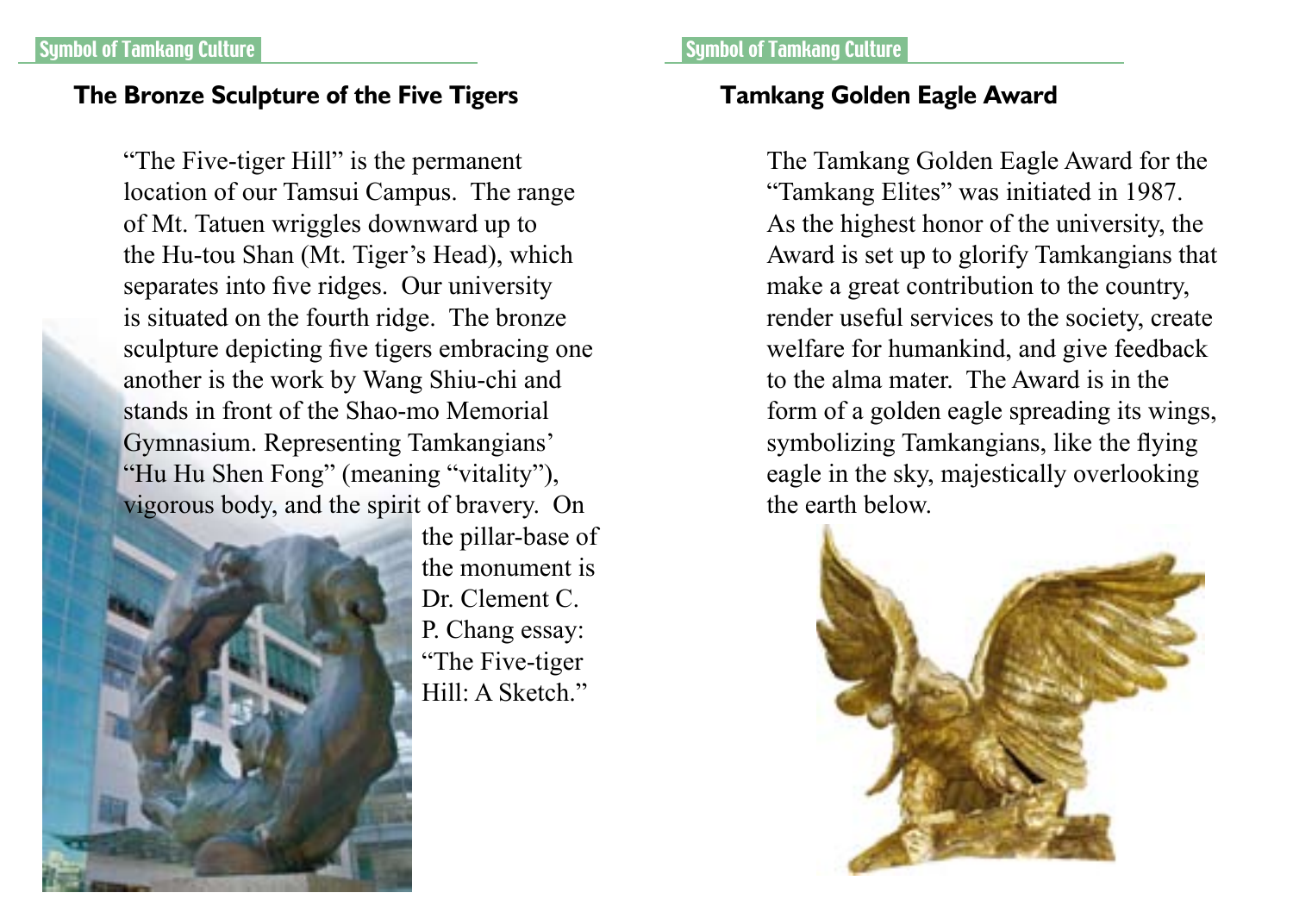## The Bronze Sculpture of the Five Tigers

"The Five-tiger Hill" is the permanent location of our Tamsui Campus. The range of Mt. Tatuen wriggles downward up to the Hu-tou Shan (Mt. Tiger's Head), which separates into five ridges. Our university is situated on the fourth ridge. The bronze sculpture depicting five tigers embracing one another is the work by Wang Shiu-chi and stands in front of the Shao-mo Memorial Gymnasium. Representing Tamkangians' "Hu Hu Shen Fong" (meaning "vitality"), vigorous body, and the spirit of bravery. On the pillar-base of the monument is Dr. Clement C. P. Chang essay: "The Five-tiger Hill: A Sketch."

## Tamkang Golden Eagle Award

The Tamkang Golden Eagle Award for the "Tamkang Elites" was initiated in 1987. As the highest honor of the university, the Award is set up to glorify Tamkangians that make a great contribution to the country, render useful services to the society, create welfare for humankind, and give feedback to the alma mater. The Award is in the form of a golden eagle spreading its wings, symbolizing Tamkangians, like the flying eagle in the sky, majestically overlooking the earth below.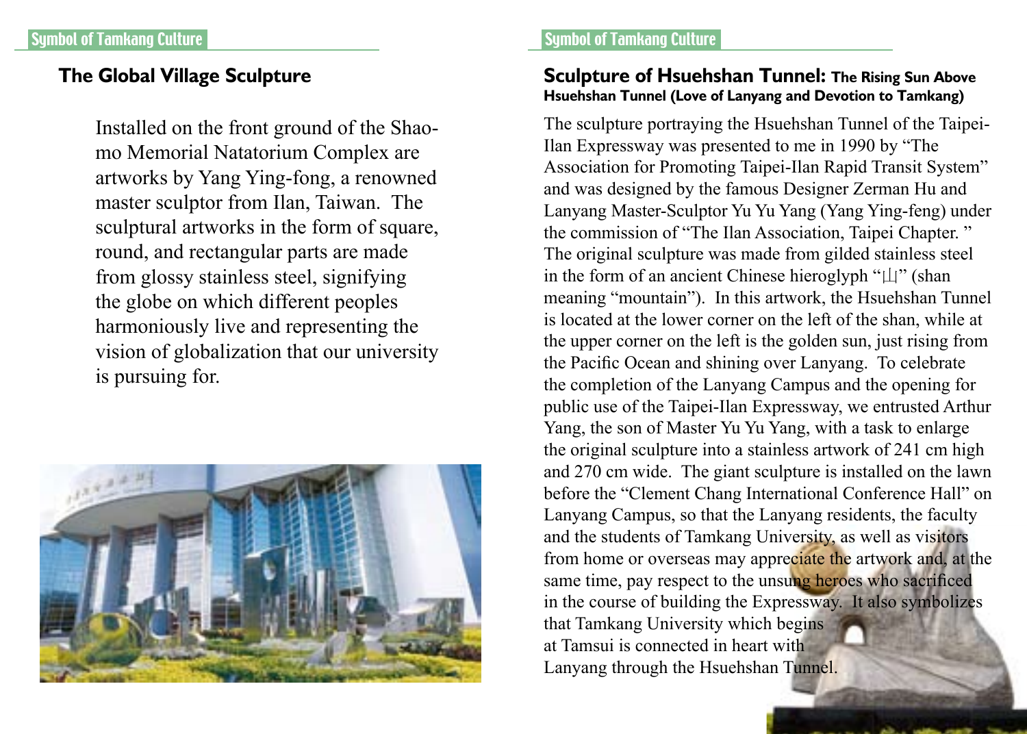## The Global Village Sculpture

Installed on the front ground of the Shao-mo Memorial Natatorium Complex are artworks by Yang Ying-fong, a renowned master sculptor from Ilan, Taiwan. The sculptural artworks in the form of square, round, and rectangular parts are made from glossy stainless steel, signifying the globe on which different peoples harmoniously live and representing the vision of globalization that our university is pursuing for.

## Sculpture of Hsuehshan Tunnel: The Rising Sun Above Hsuehshan Tunnel (Love of Lanyang and Devotion to Tamkang)

The sculpture portraying the Hsuehshan Tunnel of the Taipei-Ilan Expressway was presented to me in 1990 by "The Association for Promoting Taipei-Ilan Rapid Transit System" and was designed by the famous Designer Zerman Hu and Lanyang Master-Sculptor Yu Yu Yang (Yang Ying-feng) under the commission of "The Ilan Association, Taipei Chapter." The original sculpture was made from gilded stainless steel in the form of an ancient Chinese hieroglyph "山" (shan meaning "mountain"). In this artwork, the Hsuehshan Tunnel is located at the lower corner on the left of the shan, while at the upper corner on the left is the golden sun, just rising from the Pacific Ocean and shining over Lanyang. To celebrate the completion of the Lanyang Campus and the opening for public use of the Taipei-Ilan Expressway, we entrusted Arthur Yang, the son of Master Yu Yu Yang, with a task to enlarge the original sculpture into a stainless artwork of 241 cm high and 270 cm wide. The giant sculpture is installed on the lawn before the "Clement Chang International Conference Hall" on Lanyang Campus, so that the Lanyang residents, the faculty and the students of Tamkang University, as well as visitors from home or overseas may appreciate the artwork and, at the same time, pay respect to the unsung heroes who sacrificed in the course of building the Expressway. It also symbolizes that Tamkang University which begins at Tamsui is connected in heart with Lanyang through the Hsuehshan Tunnel.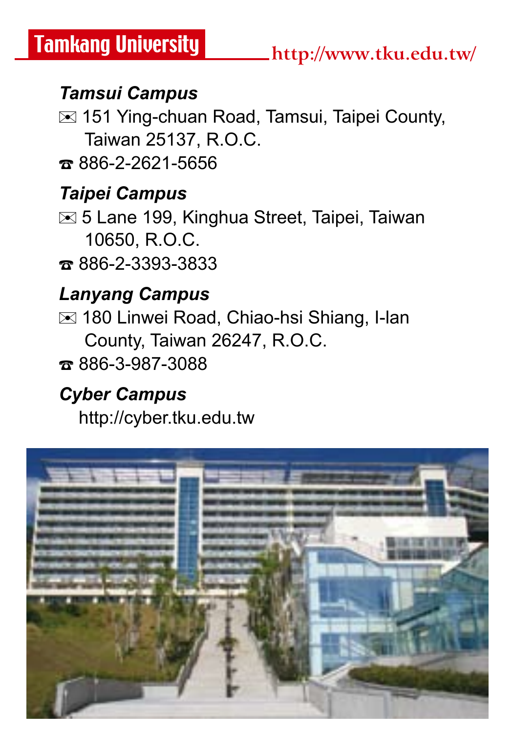# Tamkang University

http://www.tku.edu.tw/

### *Tamsui Campus*

✉ 151 Ying-chuan Road, Tamsui, Taipei County, Taiwan 25137, R.O.C.

☎ 886-2-2621-5656

### *Taipei Campus*

✉ 5 Lane 199, Kinghua Street, Taipei, Taiwan 10650, R.O.C.

☎ 886-2-3393-3833

### *Lanyang Campus*

✉ 180 Linwei Road, Chiao-hsi Shiang, I-lan County, Taiwan 26247, R.O.C.

☎ 886-3-987-3088

### *Cyber Campus*

http://cyber.tku.edu.tw